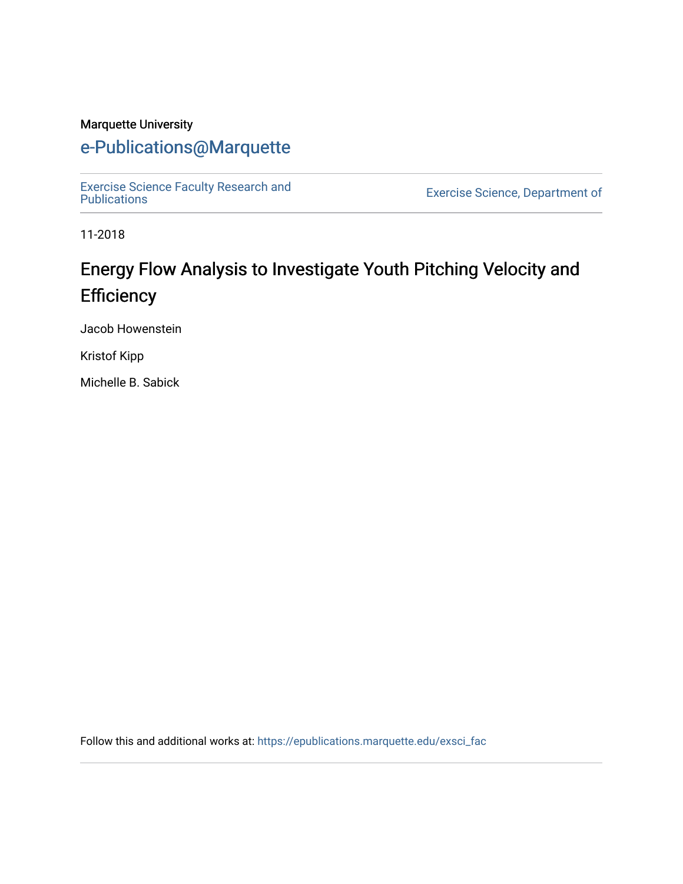Marquette University

# e-Publications@Marquette

Exercise Science Faculty Research and Publications | Exercise Science, Department of

11-2018

## Energy Flow Analysis to Investigate Youth Pitching Velocity and Efficiency

Jacob Howenstein

Kristof Kipp

Michelle B. Sabick

Follow this and additional works at: https://epublications.marquette.edu/exsci_fac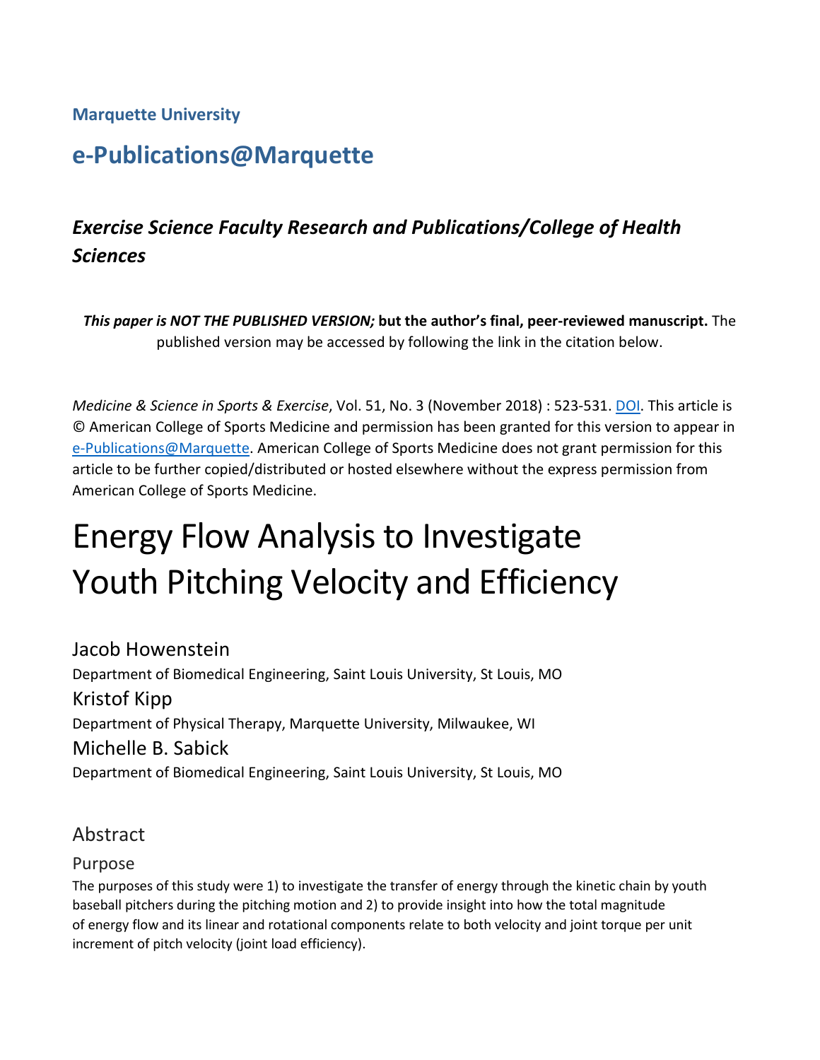Marquette University

# e-Publications@Marquette

## *Exercise Science Faculty Research and Publications/College of Health Sciences*

***This paper is NOT THE PUBLISHED VERSION;* but the author's final, peer-reviewed manuscript.** The published version may be accessed by following the link in the citation below.

*Medicine & Science in Sports & Exercise*, Vol. 51, No. 3 (November 2018) : 523-531. DOI. This article is © American College of Sports Medicine and permission has been granted for this version to appear in e-Publications@Marquette. American College of Sports Medicine does not grant permission for this article to be further copied/distributed or hosted elsewhere without the express permission from American College of Sports Medicine.

# Energy Flow Analysis to Investigate Youth Pitching Velocity and Efficiency

Jacob Howenstein
Department of Biomedical Engineering, Saint Louis University, St Louis, MO

Kristof Kipp
Department of Physical Therapy, Marquette University, Milwaukee, WI

Michelle B. Sabick
Department of Biomedical Engineering, Saint Louis University, St Louis, MO

## Abstract

### Purpose

The purposes of this study were 1) to investigate the transfer of energy through the kinetic chain by youth baseball pitchers during the pitching motion and 2) to provide insight into how the total magnitude of energy flow and its linear and rotational components relate to both velocity and joint torque per unit increment of pitch velocity (joint load efficiency).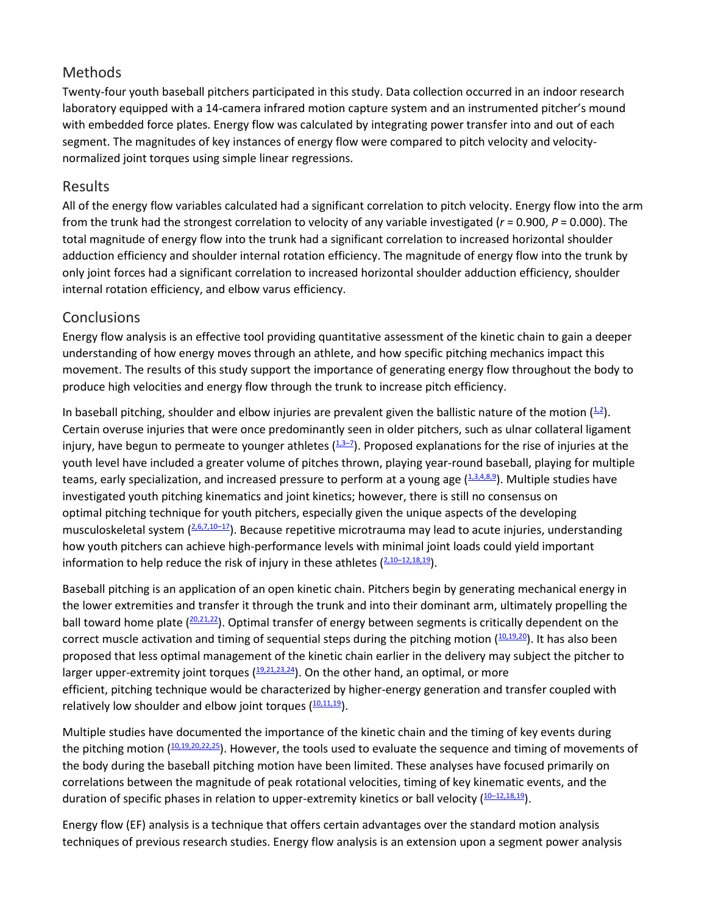## Methods

Twenty-four youth baseball pitchers participated in this study. Data collection occurred in an indoor research laboratory equipped with a 14-camera infrared motion capture system and an instrumented pitcher's mound with embedded force plates. Energy flow was calculated by integrating power transfer into and out of each segment. The magnitudes of key instances of energy flow were compared to pitch velocity and velocity-normalized joint torques using simple linear regressions.

## Results

All of the energy flow variables calculated had a significant correlation to pitch velocity. Energy flow into the arm from the trunk had the strongest correlation to velocity of any variable investigated ($r$ = 0.900, $P$ = 0.000). The total magnitude of energy flow into the trunk had a significant correlation to increased horizontal shoulder adduction efficiency and shoulder internal rotation efficiency. The magnitude of energy flow into the trunk by only joint forces had a significant correlation to increased horizontal shoulder adduction efficiency, shoulder internal rotation efficiency, and elbow varus efficiency.

## Conclusions

Energy flow analysis is an effective tool providing quantitative assessment of the kinetic chain to gain a deeper understanding of how energy moves through an athlete, and how specific pitching mechanics impact this movement. The results of this study support the importance of generating energy flow throughout the body to produce high velocities and energy flow through the trunk to increase pitch efficiency.

In baseball pitching, shoulder and elbow injuries are prevalent given the ballistic nature of the motion ([1,2]). Certain overuse injuries that were once predominantly seen in older pitchers, such as ulnar collateral ligament injury, have begun to permeate to younger athletes ([1,3–7]). Proposed explanations for the rise of injuries at the youth level have included a greater volume of pitches thrown, playing year-round baseball, playing for multiple teams, early specialization, and increased pressure to perform at a young age ([1,3,4,8,9]). Multiple studies have investigated youth pitching kinematics and joint kinetics; however, there is still no consensus on optimal pitching technique for youth pitchers, especially given the unique aspects of the developing musculoskeletal system ([2,6,7,10–17]). Because repetitive microtrauma may lead to acute injuries, understanding how youth pitchers can achieve high-performance levels with minimal joint loads could yield important information to help reduce the risk of injury in these athletes ([2,10–12,18,19]).

Baseball pitching is an application of an open kinetic chain. Pitchers begin by generating mechanical energy in the lower extremities and transfer it through the trunk and into their dominant arm, ultimately propelling the ball toward home plate ([20,21,22]). Optimal transfer of energy between segments is critically dependent on the correct muscle activation and timing of sequential steps during the pitching motion ([10,19,20]). It has also been proposed that less optimal management of the kinetic chain earlier in the delivery may subject the pitcher to larger upper-extremity joint torques ([19,21,23,24]). On the other hand, an optimal, or more efficient, pitching technique would be characterized by higher-energy generation and transfer coupled with relatively low shoulder and elbow joint torques ([10,11,19]).

Multiple studies have documented the importance of the kinetic chain and the timing of key events during the pitching motion ([10,19,20,22,25]). However, the tools used to evaluate the sequence and timing of movements of the body during the baseball pitching motion have been limited. These analyses have focused primarily on correlations between the magnitude of peak rotational velocities, timing of key kinematic events, and the duration of specific phases in relation to upper-extremity kinetics or ball velocity ([10–12,18,19]).

Energy flow (EF) analysis is a technique that offers certain advantages over the standard motion analysis techniques of previous research studies. Energy flow analysis is an extension upon a segment power analysis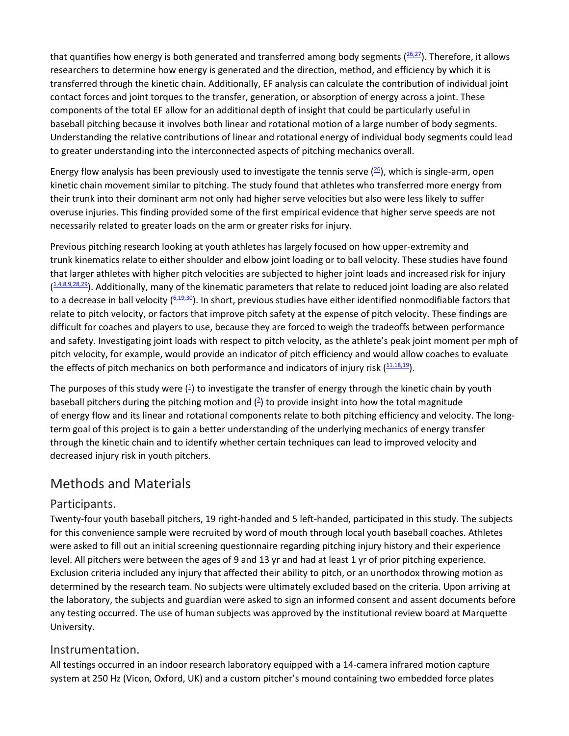that quantifies how energy is both generated and transferred among body segments ([26,27]). Therefore, it allows researchers to determine how energy is generated and the direction, method, and efficiency by which it is transferred through the kinetic chain. Additionally, EF analysis can calculate the contribution of individual joint contact forces and joint torques to the transfer, generation, or absorption of energy across a joint. These components of the total EF allow for an additional depth of insight that could be particularly useful in baseball pitching because it involves both linear and rotational motion of a large number of body segments. Understanding the relative contributions of linear and rotational energy of individual body segments could lead to greater understanding into the interconnected aspects of pitching mechanics overall.

Energy flow analysis has been previously used to investigate the tennis serve ([26]), which is single-arm, open kinetic chain movement similar to pitching. The study found that athletes who transferred more energy from their trunk into their dominant arm not only had higher serve velocities but also were less likely to suffer overuse injuries. This finding provided some of the first empirical evidence that higher serve speeds are not necessarily related to greater loads on the arm or greater risks for injury.

Previous pitching research looking at youth athletes has largely focused on how upper-extremity and trunk kinematics relate to either shoulder and elbow joint loading or to ball velocity. These studies have found that larger athletes with higher pitch velocities are subjected to higher joint loads and increased risk for injury ([1,4,8,9,28,29]). Additionally, many of the kinematic parameters that relate to reduced joint loading are also related to a decrease in ball velocity ([6,19,30]). In short, previous studies have either identified nonmodifiable factors that relate to pitch velocity, or factors that improve pitch safety at the expense of pitch velocity. These findings are difficult for coaches and players to use, because they are forced to weigh the tradeoffs between performance and safety. Investigating joint loads with respect to pitch velocity, as the athlete's peak joint moment per mph of pitch velocity, for example, would provide an indicator of pitch efficiency and would allow coaches to evaluate the effects of pitch mechanics on both performance and indicators of injury risk ([11,18,19]).

The purposes of this study were ([1]) to investigate the transfer of energy through the kinetic chain by youth baseball pitchers during the pitching motion and ([2]) to provide insight into how the total magnitude of energy flow and its linear and rotational components relate to both pitching efficiency and velocity. The long-term goal of this project is to gain a better understanding of the underlying mechanics of energy transfer through the kinetic chain and to identify whether certain techniques can lead to improved velocity and decreased injury risk in youth pitchers.

# Methods and Materials

## Participants.

Twenty-four youth baseball pitchers, 19 right-handed and 5 left-handed, participated in this study. The subjects for this convenience sample were recruited by word of mouth through local youth baseball coaches. Athletes were asked to fill out an initial screening questionnaire regarding pitching injury history and their experience level. All pitchers were between the ages of 9 and 13 yr and had at least 1 yr of prior pitching experience. Exclusion criteria included any injury that affected their ability to pitch, or an unorthodox throwing motion as determined by the research team. No subjects were ultimately excluded based on the criteria. Upon arriving at the laboratory, the subjects and guardian were asked to sign an informed consent and assent documents before any testing occurred. The use of human subjects was approved by the institutional review board at Marquette University.

## Instrumentation.

All testings occurred in an indoor research laboratory equipped with a 14-camera infrared motion capture system at 250 Hz (Vicon, Oxford, UK) and a custom pitcher's mound containing two embedded force plates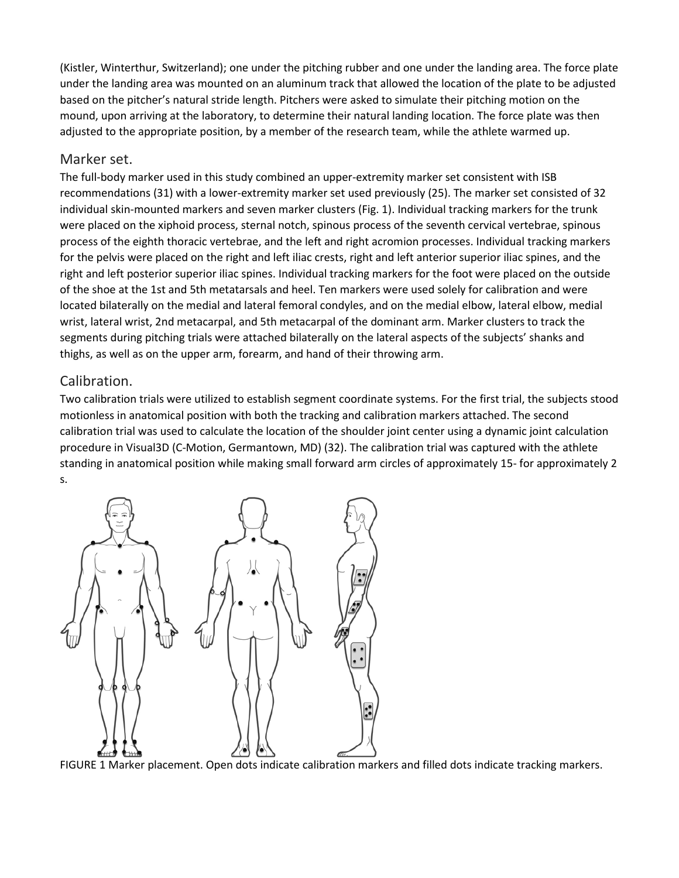(Kistler, Winterthur, Switzerland); one under the pitching rubber and one under the landing area. The force plate under the landing area was mounted on an aluminum track that allowed the location of the plate to be adjusted based on the pitcher's natural stride length. Pitchers were asked to simulate their pitching motion on the mound, upon arriving at the laboratory, to determine their natural landing location. The force plate was then adjusted to the appropriate position, by a member of the research team, while the athlete warmed up.

## Marker set.

The full-body marker used in this study combined an upper-extremity marker set consistent with ISB recommendations (31) with a lower-extremity marker set used previously (25). The marker set consisted of 32 individual skin-mounted markers and seven marker clusters (Fig. 1). Individual tracking markers for the trunk were placed on the xiphoid process, sternal notch, spinous process of the seventh cervical vertebrae, spinous process of the eighth thoracic vertebrae, and the left and right acromion processes. Individual tracking markers for the pelvis were placed on the right and left iliac crests, right and left anterior superior iliac spines, and the right and left posterior superior iliac spines. Individual tracking markers for the foot were placed on the outside of the shoe at the 1st and 5th metatarsals and heel. Ten markers were used solely for calibration and were located bilaterally on the medial and lateral femoral condyles, and on the medial elbow, lateral elbow, medial wrist, lateral wrist, 2nd metacarpal, and 5th metacarpal of the dominant arm. Marker clusters to track the segments during pitching trials were attached bilaterally on the lateral aspects of the subjects' shanks and thighs, as well as on the upper arm, forearm, and hand of their throwing arm.

## Calibration.

Two calibration trials were utilized to establish segment coordinate systems. For the first trial, the subjects stood motionless in anatomical position with both the tracking and calibration markers attached. The second calibration trial was used to calculate the location of the shoulder joint center using a dynamic joint calculation procedure in Visual3D (C-Motion, Germantown, MD) (32). The calibration trial was captured with the athlete standing in anatomical position while making small forward arm circles of approximately 15- for approximately 2 s.

FIGURE 1 Marker placement. Open dots indicate calibration markers and filled dots indicate tracking markers.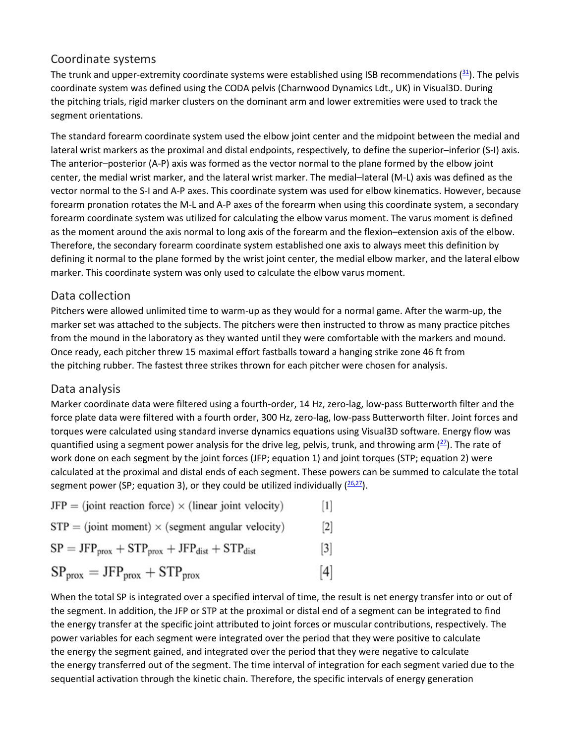## Coordinate systems

The trunk and upper-extremity coordinate systems were established using ISB recommendations ([31]). The pelvis coordinate system was defined using the CODA pelvis (Charnwood Dynamics Ldt., UK) in Visual3D. During the pitching trials, rigid marker clusters on the dominant arm and lower extremities were used to track the segment orientations.

The standard forearm coordinate system used the elbow joint center and the midpoint between the medial and lateral wrist markers as the proximal and distal endpoints, respectively, to define the superior–inferior (S-I) axis. The anterior–posterior (A-P) axis was formed as the vector normal to the plane formed by the elbow joint center, the medial wrist marker, and the lateral wrist marker. The medial–lateral (M-L) axis was defined as the vector normal to the S-I and A-P axes. This coordinate system was used for elbow kinematics. However, because forearm pronation rotates the M-L and A-P axes of the forearm when using this coordinate system, a secondary forearm coordinate system was utilized for calculating the elbow varus moment. The varus moment is defined as the moment around the axis normal to long axis of the forearm and the flexion–extension axis of the elbow. Therefore, the secondary forearm coordinate system established one axis to always meet this definition by defining it normal to the plane formed by the wrist joint center, the medial elbow marker, and the lateral elbow marker. This coordinate system was only used to calculate the elbow varus moment.

## Data collection

Pitchers were allowed unlimited time to warm-up as they would for a normal game. After the warm-up, the marker set was attached to the subjects. The pitchers were then instructed to throw as many practice pitches from the mound in the laboratory as they wanted until they were comfortable with the markers and mound. Once ready, each pitcher threw 15 maximal effort fastballs toward a hanging strike zone 46 ft from the pitching rubber. The fastest three strikes thrown for each pitcher were chosen for analysis.

## Data analysis

Marker coordinate data were filtered using a fourth-order, 14 Hz, zero-lag, low-pass Butterworth filter and the force plate data were filtered with a fourth order, 300 Hz, zero-lag, low-pass Butterworth filter. Joint forces and torques were calculated using standard inverse dynamics equations using Visual3D software. Energy flow was quantified using a segment power analysis for the drive leg, pelvis, trunk, and throwing arm ([27]). The rate of work done on each segment by the joint forces (JFP; equation 1) and joint torques (STP; equation 2) were calculated at the proximal and distal ends of each segment. These powers can be summed to calculate the total segment power (SP; equation 3), or they could be utilized individually ([26,27]).

$$\text{JFP} = (\text{joint reaction force}) \times (\text{linear joint velocity}) \qquad [1]$$

$$\text{STP} = (\text{joint moment}) \times (\text{segment angular velocity}) \qquad [2]$$

$$\text{SP} = \text{JFP}_{\text{prox}} + \text{STP}_{\text{prox}} + \text{JFP}_{\text{dist}} + \text{STP}_{\text{dist}} \qquad [3]$$

$$\text{SP}_{\text{prox}} = \text{JFP}_{\text{prox}} + \text{STP}_{\text{prox}} \qquad [4]$$

When the total SP is integrated over a specified interval of time, the result is net energy transfer into or out of the segment. In addition, the JFP or STP at the proximal or distal end of a segment can be integrated to find the energy transfer at the specific joint attributed to joint forces or muscular contributions, respectively. The power variables for each segment were integrated over the period that they were positive to calculate the energy the segment gained, and integrated over the period that they were negative to calculate the energy transferred out of the segment. The time interval of integration for each segment varied due to the sequential activation through the kinetic chain. Therefore, the specific intervals of energy generation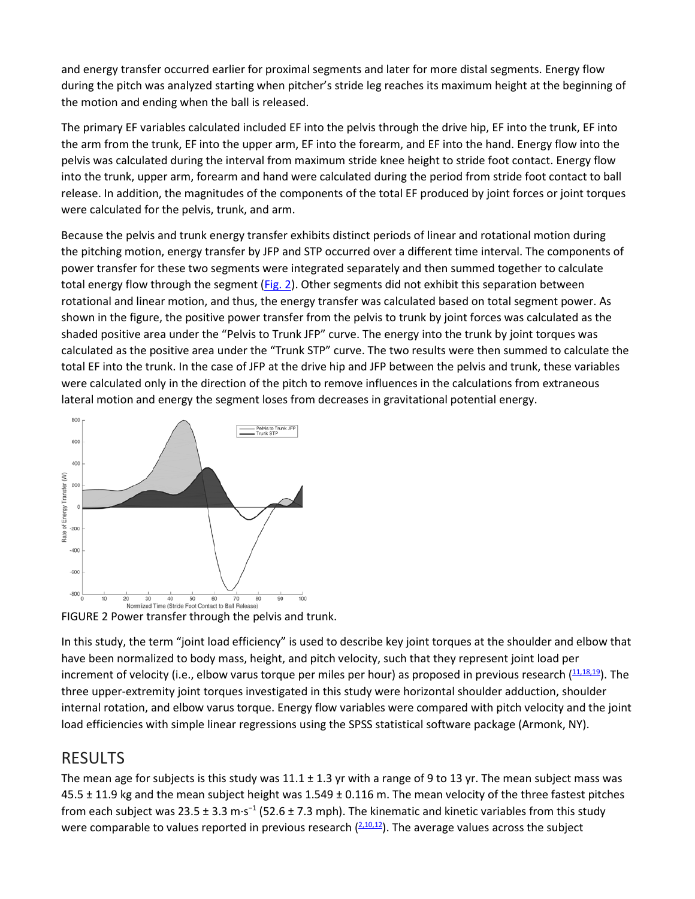and energy transfer occurred earlier for proximal segments and later for more distal segments. Energy flow during the pitch was analyzed starting when pitcher's stride leg reaches its maximum height at the beginning of the motion and ending when the ball is released.

The primary EF variables calculated included EF into the pelvis through the drive hip, EF into the trunk, EF into the arm from the trunk, EF into the upper arm, EF into the forearm, and EF into the hand. Energy flow into the pelvis was calculated during the interval from maximum stride knee height to stride foot contact. Energy flow into the trunk, upper arm, forearm and hand were calculated during the period from stride foot contact to ball release. In addition, the magnitudes of the components of the total EF produced by joint forces or joint torques were calculated for the pelvis, trunk, and arm.

Because the pelvis and trunk energy transfer exhibits distinct periods of linear and rotational motion during the pitching motion, energy transfer by JFP and STP occurred over a different time interval. The components of power transfer for these two segments were integrated separately and then summed together to calculate total energy flow through the segment (Fig. 2). Other segments did not exhibit this separation between rotational and linear motion, and thus, the energy transfer was calculated based on total segment power. As shown in the figure, the positive power transfer from the pelvis to trunk by joint forces was calculated as the shaded positive area under the "Pelvis to Trunk JFP" curve. The energy into the trunk by joint torques was calculated as the positive area under the "Trunk STP" curve. The two results were then summed to calculate the total EF into the trunk. In the case of JFP at the drive hip and JFP between the pelvis and trunk, these variables were calculated only in the direction of the pitch to remove influences in the calculations from extraneous lateral motion and energy the segment loses from decreases in gravitational potential energy.

Pelvis to Trunk JFP
Trunk STP
Rate of Energy Transfer (W)
800
600
400
200
0
-200
-400
-600
-800
0 10 20 30 40 50 60 70 80 90 100
Normized Time (Stride Foot Contact to Ball Release)

FIGURE 2 Power transfer through the pelvis and trunk.

In this study, the term "joint load efficiency" is used to describe key joint torques at the shoulder and elbow that have been normalized to body mass, height, and pitch velocity, such that they represent joint load per increment of velocity (i.e., elbow varus torque per miles per hour) as proposed in previous research [11,18,19]. The three upper-extremity joint torques investigated in this study were horizontal shoulder adduction, shoulder internal rotation, and elbow varus torque. Energy flow variables were compared with pitch velocity and the joint load efficiencies with simple linear regressions using the SPSS statistical software package (Armonk, NY).

## RESULTS

The mean age for subjects is this study was 11.1 ± 1.3 yr with a range of 9 to 13 yr. The mean subject mass was 45.5 ± 11.9 kg and the mean subject height was 1.549 ± 0.116 m. The mean velocity of the three fastest pitches from each subject was 23.5 ± 3.3 $m \cdot s^{-1}$ (52.6 ± 7.3 mph). The kinematic and kinetic variables from this study were comparable to values reported in previous research [2,10,12]. The average values across the subject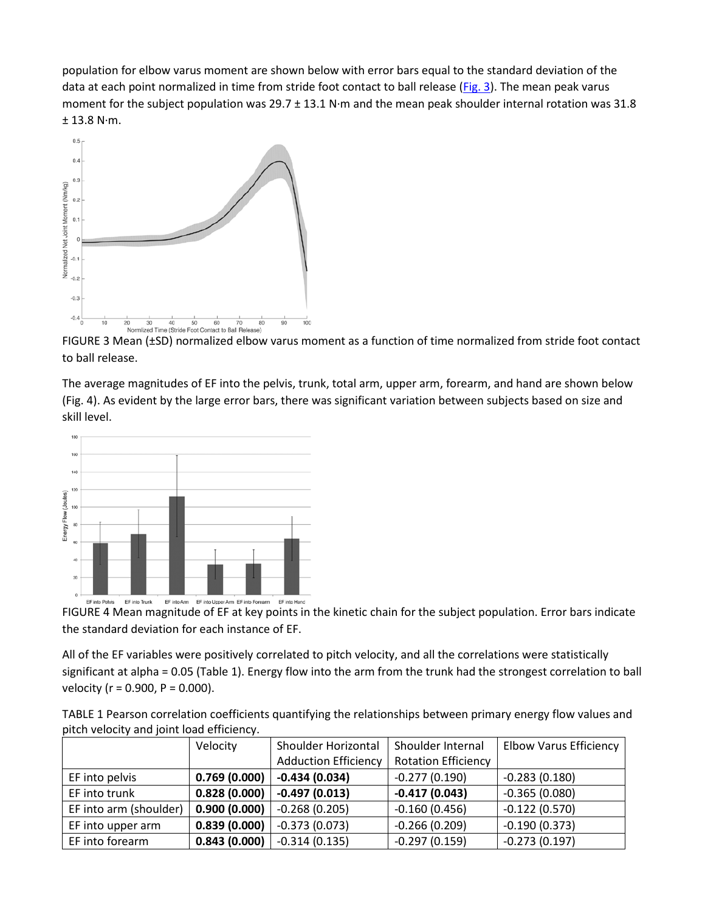population for elbow varus moment are shown below with error bars equal to the standard deviation of the data at each point normalized in time from stride foot contact to ball release (Fig. 3). The mean peak varus moment for the subject population was 29.7 ± 13.1 N·m and the mean peak shoulder internal rotation was 31.8 ± 13.8 N·m.

FIGURE 3 Mean (±SD) normalized elbow varus moment as a function of time normalized from stride foot contact to ball release.

The average magnitudes of EF into the pelvis, trunk, total arm, upper arm, forearm, and hand are shown below (Fig. 4). As evident by the large error bars, there was significant variation between subjects based on size and skill level.

FIGURE 4 Mean magnitude of EF at key points in the kinetic chain for the subject population. Error bars indicate the standard deviation for each instance of EF.

All of the EF variables were positively correlated to pitch velocity, and all the correlations were statistically significant at alpha = 0.05 (Table 1). Energy flow into the arm from the trunk had the strongest correlation to ball velocity ($r = 0.900$, $P = 0.000$).

TABLE 1 Pearson correlation coefficients quantifying the relationships between primary energy flow values and pitch velocity and joint load efficiency.

| | Velocity | Shoulder Horizontal Adduction Efficiency | Shoulder Internal Rotation Efficiency | Elbow Varus Efficiency |
|---|---|---|---|---|
| EF into pelvis | **0.769 (0.000)** | **-0.434 (0.034)** | -0.277 (0.190) | -0.283 (0.180) |
| EF into trunk | **0.828 (0.000)** | **-0.497 (0.013)** | **-0.417 (0.043)** | -0.365 (0.080) |
| EF into arm (shoulder) | **0.900 (0.000)** | -0.268 (0.205) | -0.160 (0.456) | -0.122 (0.570) |
| EF into upper arm | **0.839 (0.000)** | -0.373 (0.073) | -0.266 (0.209) | -0.190 (0.373) |
| EF into forearm | **0.843 (0.000)** | -0.314 (0.135) | -0.297 (0.159) | -0.273 (0.197) |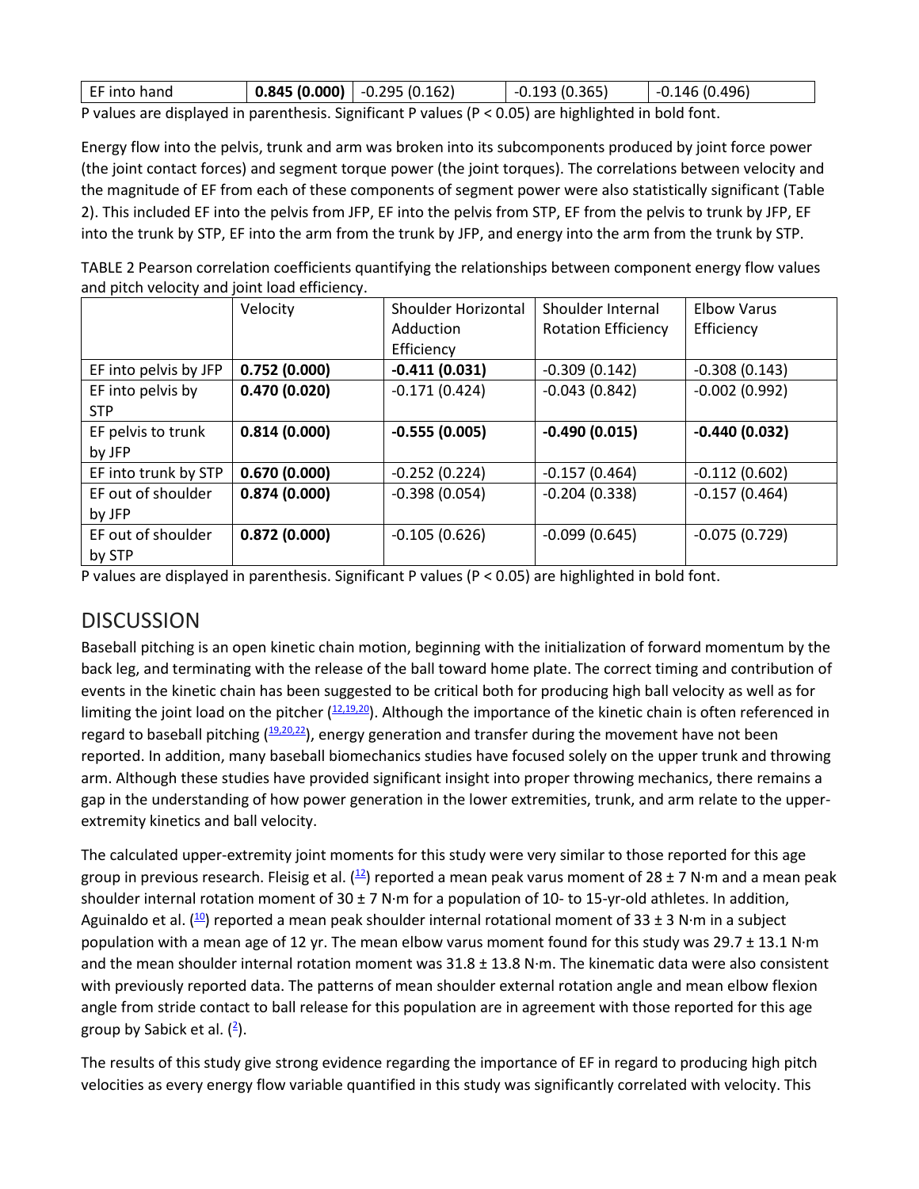| EF into hand | **0.845 (0.000)** | -0.295 (0.162) | -0.193 (0.365) | -0.146 (0.496) |
|---|---|---|---|---|

P values are displayed in parenthesis. Significant P values (P < 0.05) are highlighted in bold font.

Energy flow into the pelvis, trunk and arm was broken into its subcomponents produced by joint force power (the joint contact forces) and segment torque power (the joint torques). The correlations between velocity and the magnitude of EF from each of these components of segment power were also statistically significant (Table 2). This included EF into the pelvis from JFP, EF into the pelvis from STP, EF from the pelvis to trunk by JFP, EF into the trunk by STP, EF into the arm from the trunk by JFP, and energy into the arm from the trunk by STP.

TABLE 2 Pearson correlation coefficients quantifying the relationships between component energy flow values and pitch velocity and joint load efficiency.

| | Velocity | Shoulder Horizontal Adduction Efficiency | Shoulder Internal Rotation Efficiency | Elbow Varus Efficiency |
|---|---|---|---|---|
| EF into pelvis by JFP | **0.752 (0.000)** | **-0.411 (0.031)** | -0.309 (0.142) | -0.308 (0.143) |
| EF into pelvis by STP | **0.470 (0.020)** | -0.171 (0.424) | -0.043 (0.842) | -0.002 (0.992) |
| EF pelvis to trunk by JFP | **0.814 (0.000)** | **-0.555 (0.005)** | **-0.490 (0.015)** | **-0.440 (0.032)** |
| EF into trunk by STP | **0.670 (0.000)** | -0.252 (0.224) | -0.157 (0.464) | -0.112 (0.602) |
| EF out of shoulder by JFP | **0.874 (0.000)** | -0.398 (0.054) | -0.204 (0.338) | -0.157 (0.464) |
| EF out of shoulder by STP | **0.872 (0.000)** | -0.105 (0.626) | -0.099 (0.645) | -0.075 (0.729) |

P values are displayed in parenthesis. Significant P values (P < 0.05) are highlighted in bold font.

## DISCUSSION

Baseball pitching is an open kinetic chain motion, beginning with the initialization of forward momentum by the back leg, and terminating with the release of the ball toward home plate. The correct timing and contribution of events in the kinetic chain has been suggested to be critical both for producing high ball velocity as well as for limiting the joint load on the pitcher ([12,19,20]). Although the importance of the kinetic chain is often referenced in regard to baseball pitching ([19,20,22]), energy generation and transfer during the movement have not been reported. In addition, many baseball biomechanics studies have focused solely on the upper trunk and throwing arm. Although these studies have provided significant insight into proper throwing mechanics, there remains a gap in the understanding of how power generation in the lower extremities, trunk, and arm relate to the upper-extremity kinetics and ball velocity.

The calculated upper-extremity joint moments for this study were very similar to those reported for this age group in previous research. Fleisig et al. ([12]) reported a mean peak varus moment of 28 ± 7 N·m and a mean peak shoulder internal rotation moment of 30 ± 7 N·m for a population of 10- to 15-yr-old athletes. In addition, Aguinaldo et al. ([10]) reported a mean peak shoulder internal rotational moment of 33 ± 3 N·m in a subject population with a mean age of 12 yr. The mean elbow varus moment found for this study was 29.7 ± 13.1 N·m and the mean shoulder internal rotation moment was 31.8 ± 13.8 N·m. The kinematic data were also consistent with previously reported data. The patterns of mean shoulder external rotation angle and mean elbow flexion angle from stride contact to ball release for this population are in agreement with those reported for this age group by Sabick et al. ([2]).

The results of this study give strong evidence regarding the importance of EF in regard to producing high pitch velocities as every energy flow variable quantified in this study was significantly correlated with velocity. This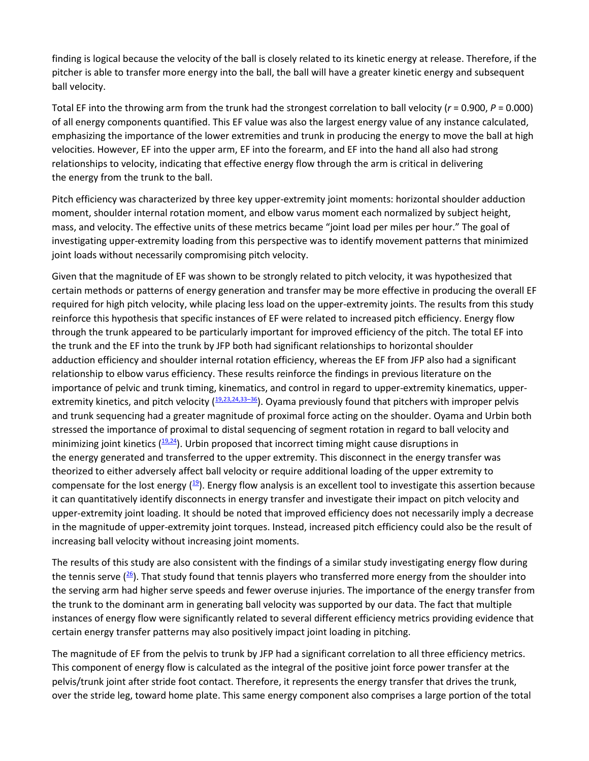finding is logical because the velocity of the ball is closely related to its kinetic energy at release. Therefore, if the pitcher is able to transfer more energy into the ball, the ball will have a greater kinetic energy and subsequent ball velocity.

Total EF into the throwing arm from the trunk had the strongest correlation to ball velocity ($r$ = 0.900, $P$ = 0.000) of all energy components quantified. This EF value was also the largest energy value of any instance calculated, emphasizing the importance of the lower extremities and trunk in producing the energy to move the ball at high velocities. However, EF into the upper arm, EF into the forearm, and EF into the hand all also had strong relationships to velocity, indicating that effective energy flow through the arm is critical in delivering the energy from the trunk to the ball.

Pitch efficiency was characterized by three key upper-extremity joint moments: horizontal shoulder adduction moment, shoulder internal rotation moment, and elbow varus moment each normalized by subject height, mass, and velocity. The effective units of these metrics became "joint load per miles per hour." The goal of investigating upper-extremity loading from this perspective was to identify movement patterns that minimized joint loads without necessarily compromising pitch velocity.

Given that the magnitude of EF was shown to be strongly related to pitch velocity, it was hypothesized that certain methods or patterns of energy generation and transfer may be more effective in producing the overall EF required for high pitch velocity, while placing less load on the upper-extremity joints. The results from this study reinforce this hypothesis that specific instances of EF were related to increased pitch efficiency. Energy flow through the trunk appeared to be particularly important for improved efficiency of the pitch. The total EF into the trunk and the EF into the trunk by JFP both had significant relationships to horizontal shoulder adduction efficiency and shoulder internal rotation efficiency, whereas the EF from JFP also had a significant relationship to elbow varus efficiency. These results reinforce the findings in previous literature on the importance of pelvic and trunk timing, kinematics, and control in regard to upper-extremity kinematics, upper-extremity kinetics, and pitch velocity ([19,23,24,33–36]). Oyama previously found that pitchers with improper pelvis and trunk sequencing had a greater magnitude of proximal force acting on the shoulder. Oyama and Urbin both stressed the importance of proximal to distal sequencing of segment rotation in regard to ball velocity and minimizing joint kinetics ([19,24]). Urbin proposed that incorrect timing might cause disruptions in the energy generated and transferred to the upper extremity. This disconnect in the energy transfer was theorized to either adversely affect ball velocity or require additional loading of the upper extremity to compensate for the lost energy ([19]). Energy flow analysis is an excellent tool to investigate this assertion because it can quantitatively identify disconnects in energy transfer and investigate their impact on pitch velocity and upper-extremity joint loading. It should be noted that improved efficiency does not necessarily imply a decrease in the magnitude of upper-extremity joint torques. Instead, increased pitch efficiency could also be the result of increasing ball velocity without increasing joint moments.

The results of this study are also consistent with the findings of a similar study investigating energy flow during the tennis serve ([26]). That study found that tennis players who transferred more energy from the shoulder into the serving arm had higher serve speeds and fewer overuse injuries. The importance of the energy transfer from the trunk to the dominant arm in generating ball velocity was supported by our data. The fact that multiple instances of energy flow were significantly related to several different efficiency metrics providing evidence that certain energy transfer patterns may also positively impact joint loading in pitching.

The magnitude of EF from the pelvis to trunk by JFP had a significant correlation to all three efficiency metrics. This component of energy flow is calculated as the integral of the positive joint force power transfer at the pelvis/trunk joint after stride foot contact. Therefore, it represents the energy transfer that drives the trunk, over the stride leg, toward home plate. This same energy component also comprises a large portion of the total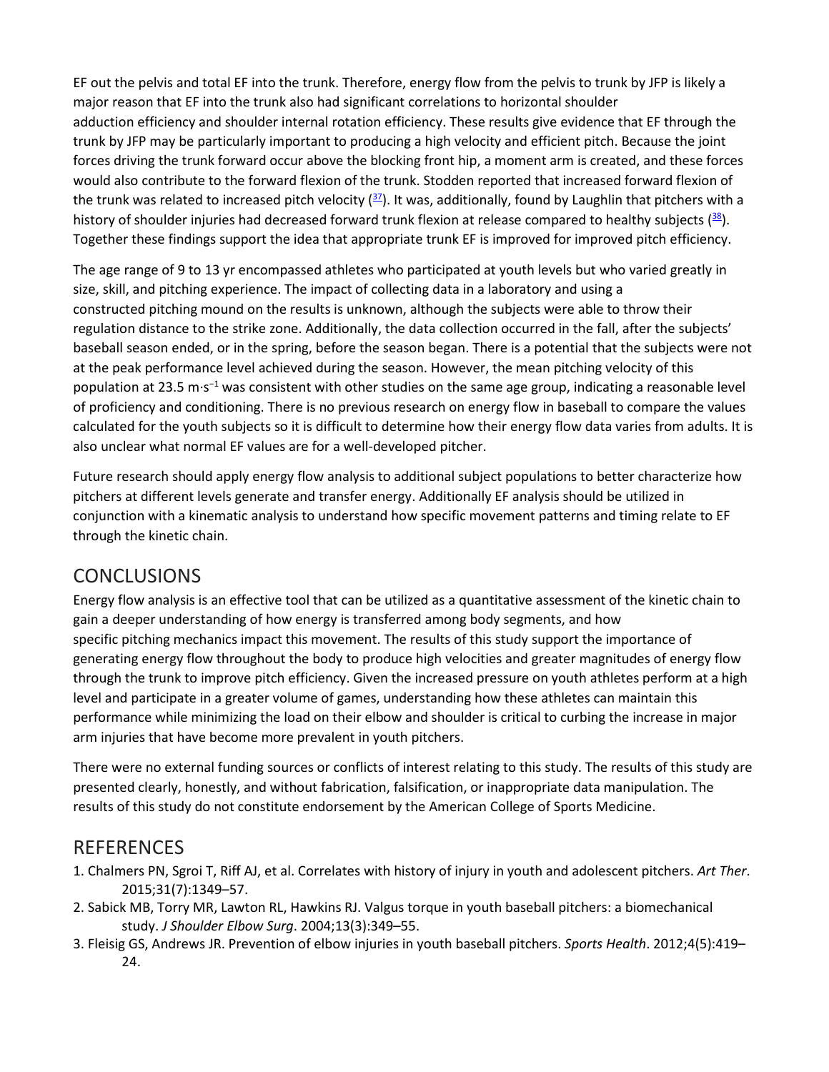EF out the pelvis and total EF into the trunk. Therefore, energy flow from the pelvis to trunk by JFP is likely a major reason that EF into the trunk also had significant correlations to horizontal shoulder adduction efficiency and shoulder internal rotation efficiency. These results give evidence that EF through the trunk by JFP may be particularly important to producing a high velocity and efficient pitch. Because the joint forces driving the trunk forward occur above the blocking front hip, a moment arm is created, and these forces would also contribute to the forward flexion of the trunk. Stodden reported that increased forward flexion of the trunk was related to increased pitch velocity ([37]). It was, additionally, found by Laughlin that pitchers with a history of shoulder injuries had decreased forward trunk flexion at release compared to healthy subjects ([38]). Together these findings support the idea that appropriate trunk EF is improved for improved pitch efficiency.

The age range of 9 to 13 yr encompassed athletes who participated at youth levels but who varied greatly in size, skill, and pitching experience. The impact of collecting data in a laboratory and using a constructed pitching mound on the results is unknown, although the subjects were able to throw their regulation distance to the strike zone. Additionally, the data collection occurred in the fall, after the subjects' baseball season ended, or in the spring, before the season began. There is a potential that the subjects were not at the peak performance level achieved during the season. However, the mean pitching velocity of this population at 23.5 $m \cdot s^{-1}$ was consistent with other studies on the same age group, indicating a reasonable level of proficiency and conditioning. There is no previous research on energy flow in baseball to compare the values calculated for the youth subjects so it is difficult to determine how their energy flow data varies from adults. It is also unclear what normal EF values are for a well-developed pitcher.

Future research should apply energy flow analysis to additional subject populations to better characterize how pitchers at different levels generate and transfer energy. Additionally EF analysis should be utilized in conjunction with a kinematic analysis to understand how specific movement patterns and timing relate to EF through the kinetic chain.

## CONCLUSIONS

Energy flow analysis is an effective tool that can be utilized as a quantitative assessment of the kinetic chain to gain a deeper understanding of how energy is transferred among body segments, and how specific pitching mechanics impact this movement. The results of this study support the importance of generating energy flow throughout the body to produce high velocities and greater magnitudes of energy flow through the trunk to improve pitch efficiency. Given the increased pressure on youth athletes perform at a high level and participate in a greater volume of games, understanding how these athletes can maintain this performance while minimizing the load on their elbow and shoulder is critical to curbing the increase in major arm injuries that have become more prevalent in youth pitchers.

There were no external funding sources or conflicts of interest relating to this study. The results of this study are presented clearly, honestly, and without fabrication, falsification, or inappropriate data manipulation. The results of this study do not constitute endorsement by the American College of Sports Medicine.

## REFERENCES

1. Chalmers PN, Sgroi T, Riff AJ, et al. Correlates with history of injury in youth and adolescent pitchers. *Art Ther*. 2015;31(7):1349–57.
2. Sabick MB, Torry MR, Lawton RL, Hawkins RJ. Valgus torque in youth baseball pitchers: a biomechanical study. *J Shoulder Elbow Surg*. 2004;13(3):349–55.
3. Fleisig GS, Andrews JR. Prevention of elbow injuries in youth baseball pitchers. *Sports Health*. 2012;4(5):419–24.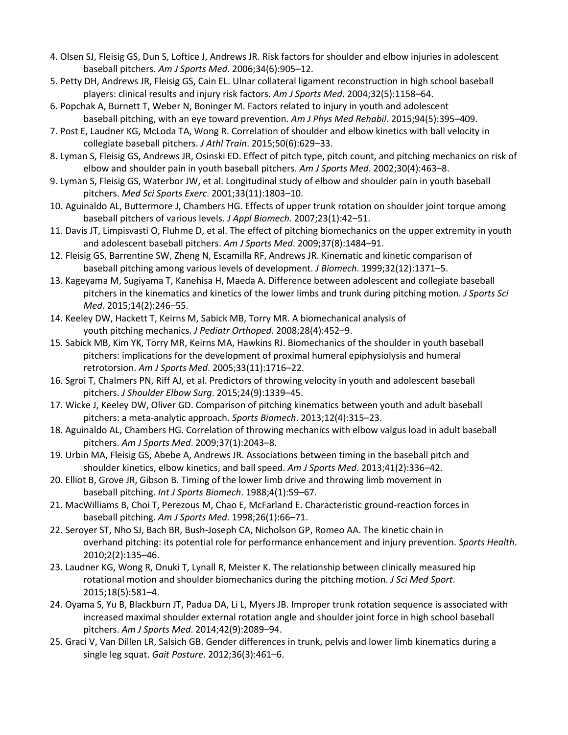4. Olsen SJ, Fleisig GS, Dun S, Loftice J, Andrews JR. Risk factors for shoulder and elbow injuries in adolescent baseball pitchers. *Am J Sports Med*. 2006;34(6):905–12.
5. Petty DH, Andrews JR, Fleisig GS, Cain EL. Ulnar collateral ligament reconstruction in high school baseball players: clinical results and injury risk factors. *Am J Sports Med*. 2004;32(5):1158–64.
6. Popchak A, Burnett T, Weber N, Boninger M. Factors related to injury in youth and adolescent baseball pitching, with an eye toward prevention. *Am J Phys Med Rehabil*. 2015;94(5):395–409.
7. Post E, Laudner KG, McLoda TA, Wong R. Correlation of shoulder and elbow kinetics with ball velocity in collegiate baseball pitchers. *J Athl Train*. 2015;50(6):629–33.
8. Lyman S, Fleisig GS, Andrews JR, Osinski ED. Effect of pitch type, pitch count, and pitching mechanics on risk of elbow and shoulder pain in youth baseball pitchers. *Am J Sports Med*. 2002;30(4):463–8.
9. Lyman S, Fleisig GS, Waterbor JW, et al. Longitudinal study of elbow and shoulder pain in youth baseball pitchers. *Med Sci Sports Exerc*. 2001;33(11):1803–10.
10. Aguinaldo AL, Buttermore J, Chambers HG. Effects of upper trunk rotation on shoulder joint torque among baseball pitchers of various levels. *J Appl Biomech*. 2007;23(1):42–51.
11. Davis JT, Limpisvasti O, Fluhme D, et al. The effect of pitching biomechanics on the upper extremity in youth and adolescent baseball pitchers. *Am J Sports Med*. 2009;37(8):1484–91.
12. Fleisig GS, Barrentine SW, Zheng N, Escamilla RF, Andrews JR. Kinematic and kinetic comparison of baseball pitching among various levels of development. *J Biomech*. 1999;32(12):1371–5.
13. Kageyama M, Sugiyama T, Kanehisa H, Maeda A. Difference between adolescent and collegiate baseball pitchers in the kinematics and kinetics of the lower limbs and trunk during pitching motion. *J Sports Sci Med*. 2015;14(2):246–55.
14. Keeley DW, Hackett T, Keirns M, Sabick MB, Torry MR. A biomechanical analysis of youth pitching mechanics. *J Pediatr Orthoped*. 2008;28(4):452–9.
15. Sabick MB, Kim YK, Torry MR, Keirns MA, Hawkins RJ. Biomechanics of the shoulder in youth baseball pitchers: implications for the development of proximal humeral epiphysiolysis and humeral retrotorsion. *Am J Sports Med*. 2005;33(11):1716–22.
16. Sgroi T, Chalmers PN, Riff AJ, et al. Predictors of throwing velocity in youth and adolescent baseball pitchers. *J Shoulder Elbow Surg*. 2015;24(9):1339–45.
17. Wicke J, Keeley DW, Oliver GD. Comparison of pitching kinematics between youth and adult baseball pitchers: a meta-analytic approach. *Sports Biomech*. 2013;12(4):315–23.
18. Aguinaldo AL, Chambers HG. Correlation of throwing mechanics with elbow valgus load in adult baseball pitchers. *Am J Sports Med*. 2009;37(1):2043–8.
19. Urbin MA, Fleisig GS, Abebe A, Andrews JR. Associations between timing in the baseball pitch and shoulder kinetics, elbow kinetics, and ball speed. *Am J Sports Med*. 2013;41(2):336–42.
20. Elliot B, Grove JR, Gibson B. Timing of the lower limb drive and throwing limb movement in baseball pitching. *Int J Sports Biomech*. 1988;4(1):59–67.
21. MacWilliams B, Choi T, Perezous M, Chao E, McFarland E. Characteristic ground-reaction forces in baseball pitching. *Am J Sports Med*. 1998;26(1):66–71.
22. Seroyer ST, Nho SJ, Bach BR, Bush-Joseph CA, Nicholson GP, Romeo AA. The kinetic chain in overhand pitching: its potential role for performance enhancement and injury prevention. *Sports Health*. 2010;2(2):135–46.
23. Laudner KG, Wong R, Onuki T, Lynall R, Meister K. The relationship between clinically measured hip rotational motion and shoulder biomechanics during the pitching motion. *J Sci Med Sport*. 2015;18(5):581–4.
24. Oyama S, Yu B, Blackburn JT, Padua DA, Li L, Myers JB. Improper trunk rotation sequence is associated with increased maximal shoulder external rotation angle and shoulder joint force in high school baseball pitchers. *Am J Sports Med*. 2014;42(9):2089–94.
25. Graci V, Van Dillen LR, Salsich GB. Gender differences in trunk, pelvis and lower limb kinematics during a single leg squat. *Gait Posture*. 2012;36(3):461–6.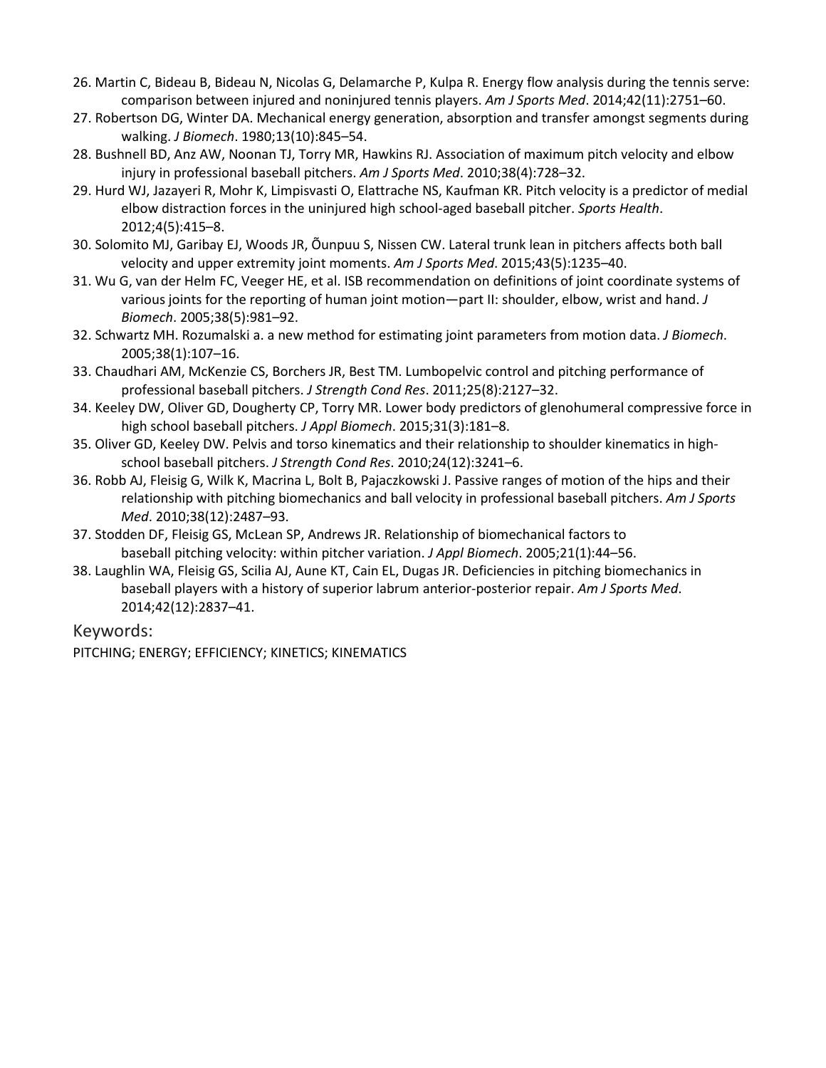26. Martin C, Bideau B, Bideau N, Nicolas G, Delamarche P, Kulpa R. Energy flow analysis during the tennis serve: comparison between injured and noninjured tennis players. *Am J Sports Med*. 2014;42(11):2751–60.
27. Robertson DG, Winter DA. Mechanical energy generation, absorption and transfer amongst segments during walking. *J Biomech*. 1980;13(10):845–54.
28. Bushnell BD, Anz AW, Noonan TJ, Torry MR, Hawkins RJ. Association of maximum pitch velocity and elbow injury in professional baseball pitchers. *Am J Sports Med*. 2010;38(4):728–32.
29. Hurd WJ, Jazayeri R, Mohr K, Limpisvasti O, Elattrache NS, Kaufman KR. Pitch velocity is a predictor of medial elbow distraction forces in the uninjured high school-aged baseball pitcher. *Sports Health*. 2012;4(5):415–8.
30. Solomito MJ, Garibay EJ, Woods JR, Õunpuu S, Nissen CW. Lateral trunk lean in pitchers affects both ball velocity and upper extremity joint moments. *Am J Sports Med*. 2015;43(5):1235–40.
31. Wu G, van der Helm FC, Veeger HE, et al. ISB recommendation on definitions of joint coordinate systems of various joints for the reporting of human joint motion—part II: shoulder, elbow, wrist and hand. *J Biomech*. 2005;38(5):981–92.
32. Schwartz MH. Rozumalski a. a new method for estimating joint parameters from motion data. *J Biomech*. 2005;38(1):107–16.
33. Chaudhari AM, McKenzie CS, Borchers JR, Best TM. Lumbopelvic control and pitching performance of professional baseball pitchers. *J Strength Cond Res*. 2011;25(8):2127–32.
34. Keeley DW, Oliver GD, Dougherty CP, Torry MR. Lower body predictors of glenohumeral compressive force in high school baseball pitchers. *J Appl Biomech*. 2015;31(3):181–8.
35. Oliver GD, Keeley DW. Pelvis and torso kinematics and their relationship to shoulder kinematics in high-school baseball pitchers. *J Strength Cond Res*. 2010;24(12):3241–6.
36. Robb AJ, Fleisig G, Wilk K, Macrina L, Bolt B, Pajaczkowski J. Passive ranges of motion of the hips and their relationship with pitching biomechanics and ball velocity in professional baseball pitchers. *Am J Sports Med*. 2010;38(12):2487–93.
37. Stodden DF, Fleisig GS, McLean SP, Andrews JR. Relationship of biomechanical factors to baseball pitching velocity: within pitcher variation. *J Appl Biomech*. 2005;21(1):44–56.
38. Laughlin WA, Fleisig GS, Scilia AJ, Aune KT, Cain EL, Dugas JR. Deficiencies in pitching biomechanics in baseball players with a history of superior labrum anterior-posterior repair. *Am J Sports Med*. 2014;42(12):2837–41.

## Keywords:

PITCHING; ENERGY; EFFICIENCY; KINETICS; KINEMATICS